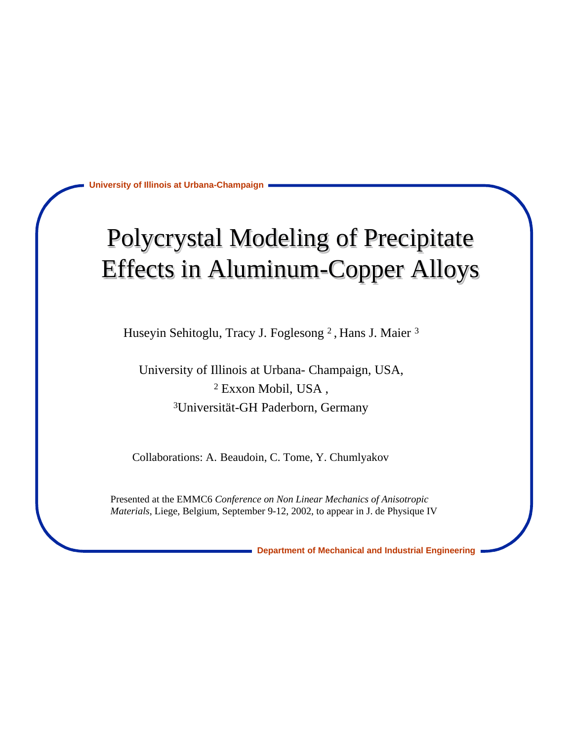University of Illinois at Urbana-Champaign

# Polycrystal Modeling of Precipitate Effects in Aluminum-Copper Alloys

Huseyin Sehitoglu, Tracy J. Foglesong [2], Hans J. Maier [3]

University of Illinois at Urbana- Champaign, USA,
[2] Exxon Mobil, USA ,
[3]Universität-GH Paderborn, Germany

Collaborations: A. Beaudoin, C. Tome, Y. Chumlyakov

Presented at the EMMC6 *Conference on Non Linear Mechanics of Anisotropic Materials*, Liege, Belgium, September 9-12, 2002, to appear in J. de Physique IV

Department of Mechanical and Industrial Engineering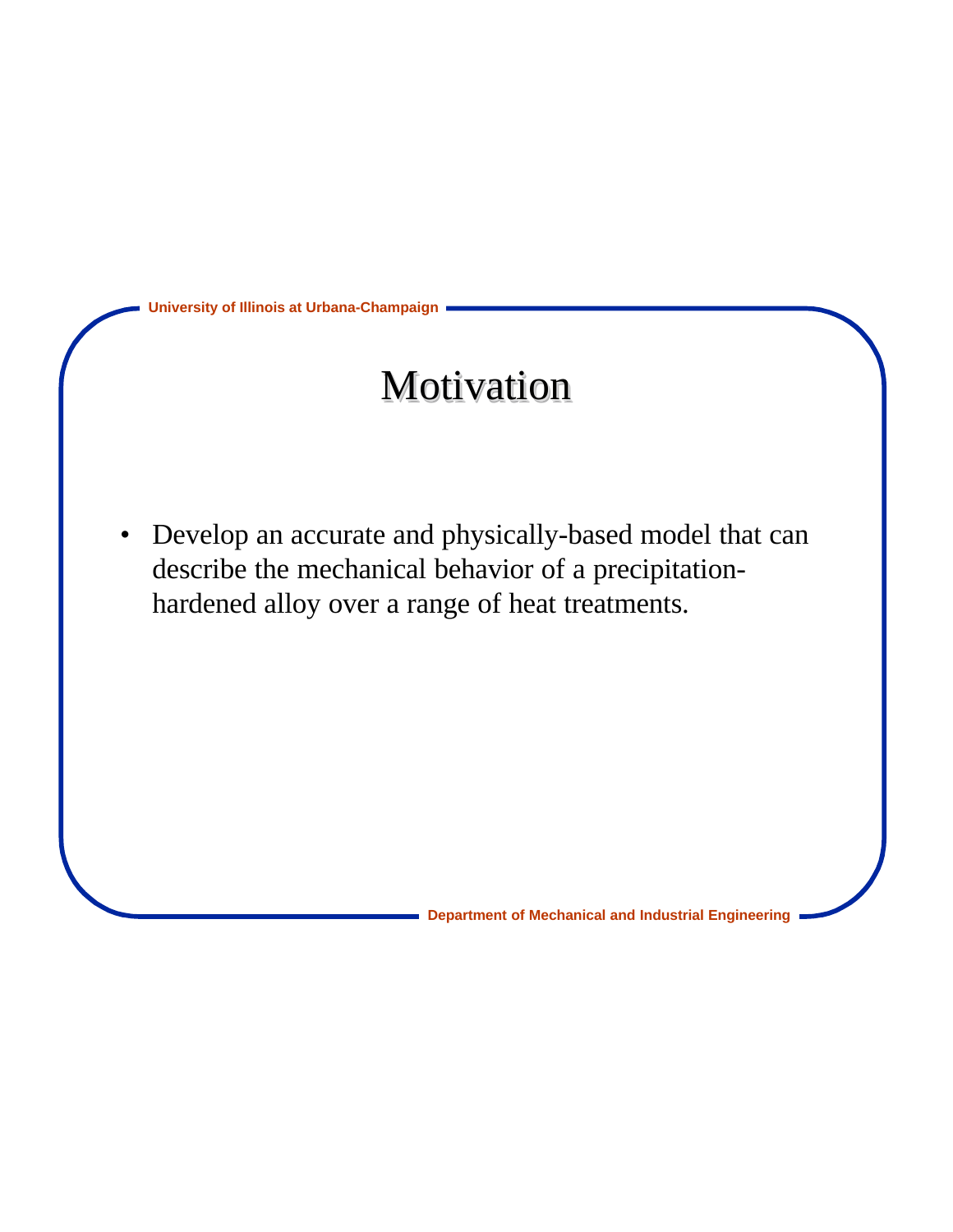# Motivation

- Develop an accurate and physically-based model that can describe the mechanical behavior of a precipitation-hardened alloy over a range of heat treatments.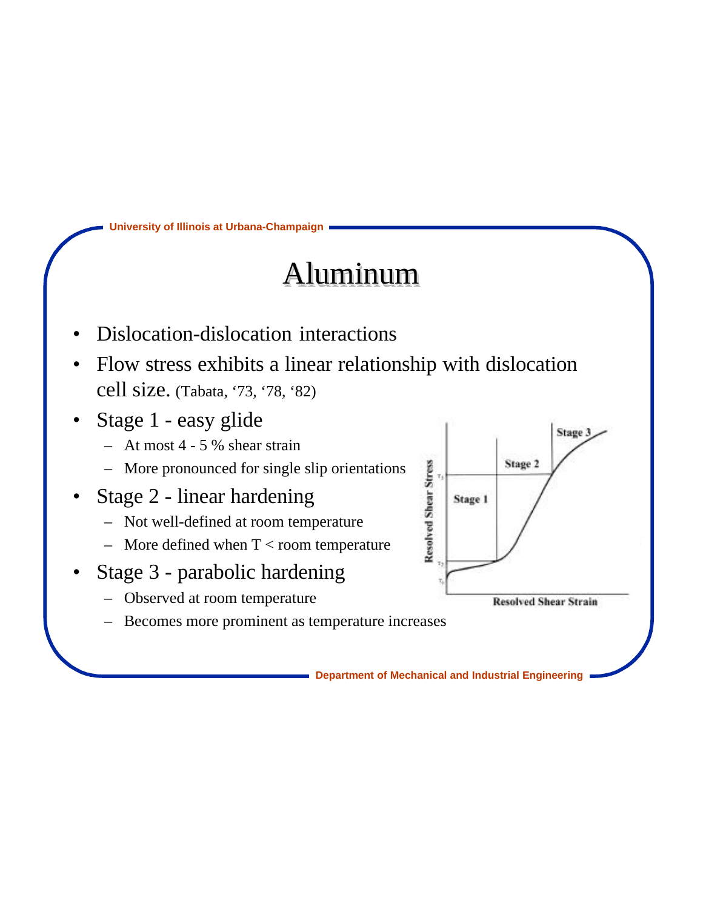# Aluminum

- Dislocation-dislocation interactions
- Flow stress exhibits a linear relationship with dislocation cell size. (Tabata, '73, '78, '82)
- Stage 1 - easy glide
  - At most 4 - 5 % shear strain
  - More pronounced for single slip orientations
- Stage 2 - linear hardening
  - Not well-defined at room temperature
  - More defined when T < room temperature
- Stage 3 - parabolic hardening
  - Observed at room temperature
  - Becomes more prominent as temperature increases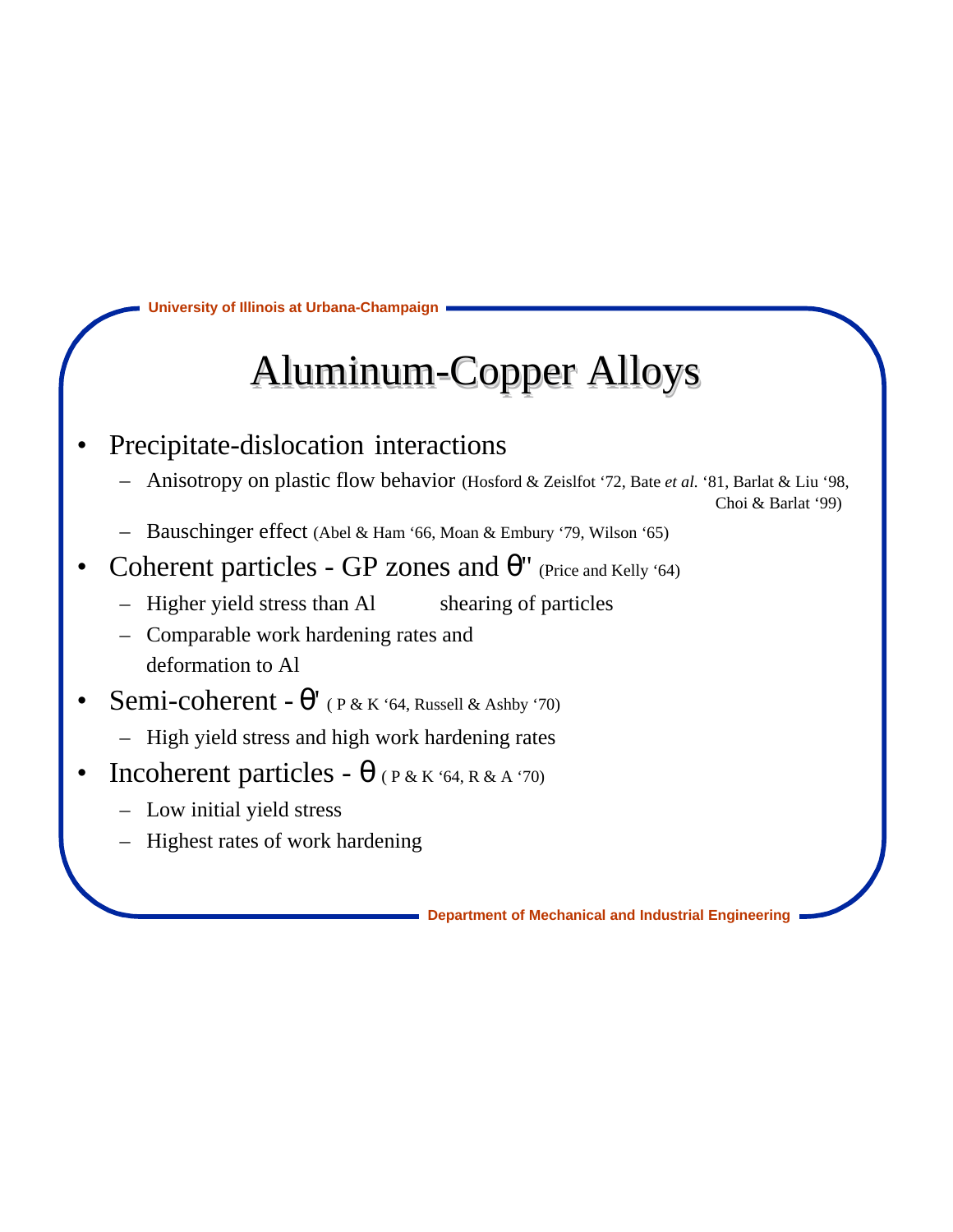# Aluminum-Copper Alloys

- Precipitate-dislocation interactions
  - Anisotropy on plastic flow behavior (Hosford & Zeislfot '72, Bate *et al.* '81, Barlat & Liu '98, Choi & Barlat '99)
  - Bauschinger effect (Abel & Ham '66, Moan & Embury '79, Wilson '65)
- Coherent particles - GP zones and $\theta''$ (Price and Kelly '64)
  - Higher yield stress than Al shearing of particles
  - Comparable work hardening rates and deformation to Al
- Semi-coherent - $\theta'$ ( P & K '64, Russell & Ashby '70)
  - High yield stress and high work hardening rates
- Incoherent particles - $\theta$ ( P & K '64, R & A '70)
  - Low initial yield stress
  - Highest rates of work hardening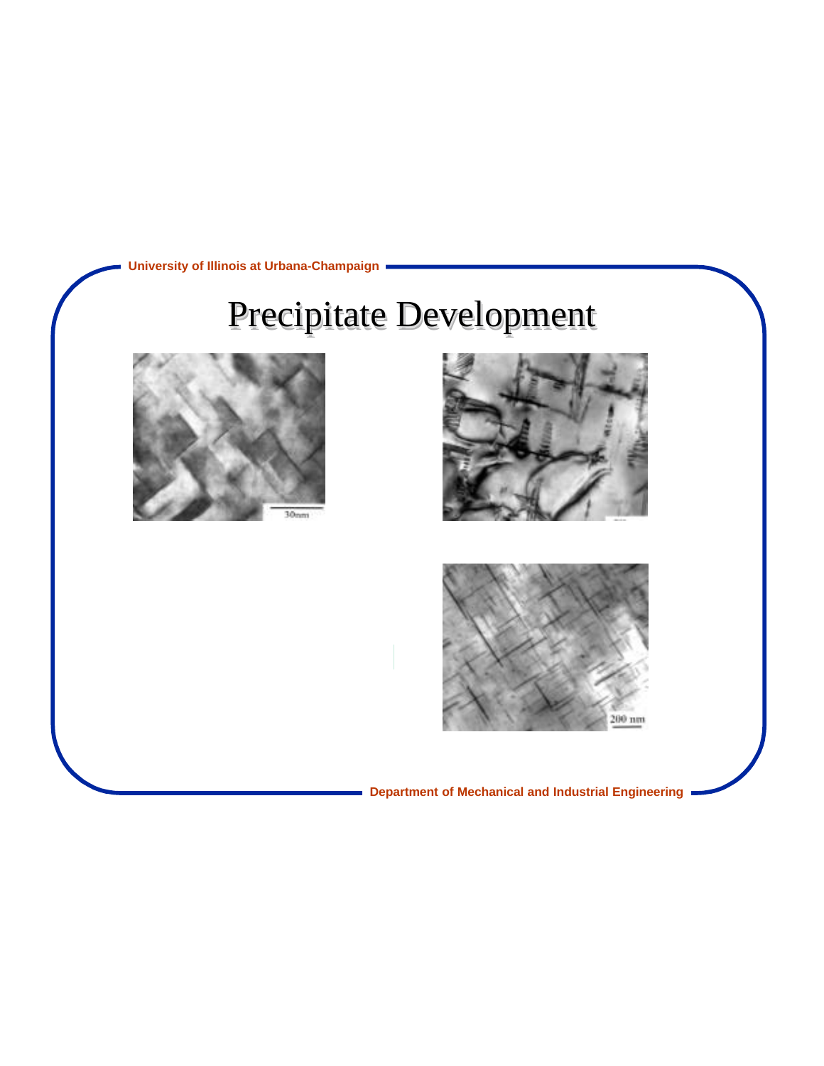# Precipitate Development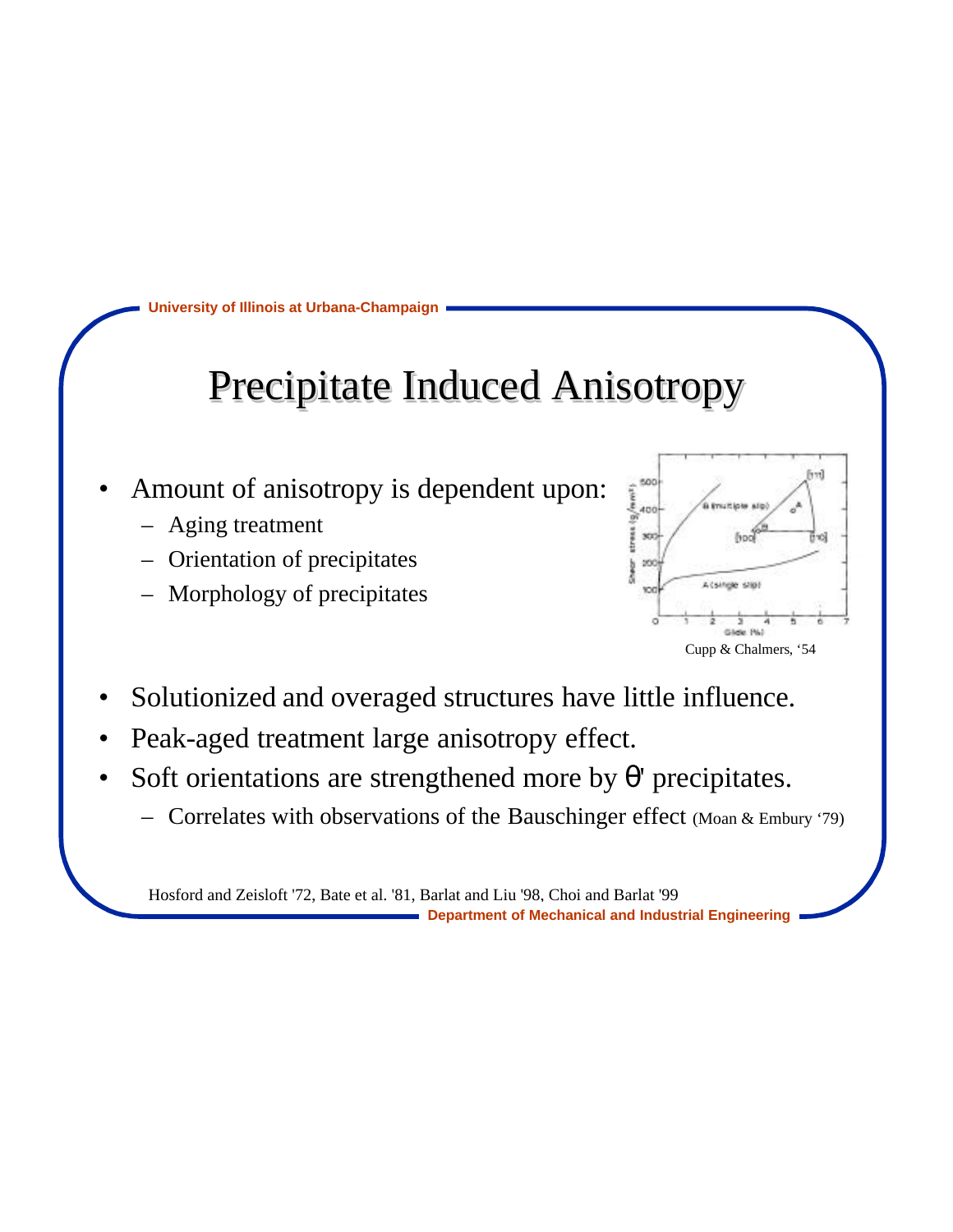# Precipitate Induced Anisotropy

- Amount of anisotropy is dependent upon:
  - Aging treatment
  - Orientation of precipitates
  - Morphology of precipitates

Cupp & Chalmers, '54

- Solutionized and overaged structures have little influence.
- Peak-aged treatment large anisotropy effect.
- Soft orientations are strengthened more by θ' precipitates.
  - Correlates with observations of the Bauschinger effect (Moan & Embury '79)

Hosford and Zeisloft '72, Bate et al. '81, Barlat and Liu '98, Choi and Barlat '99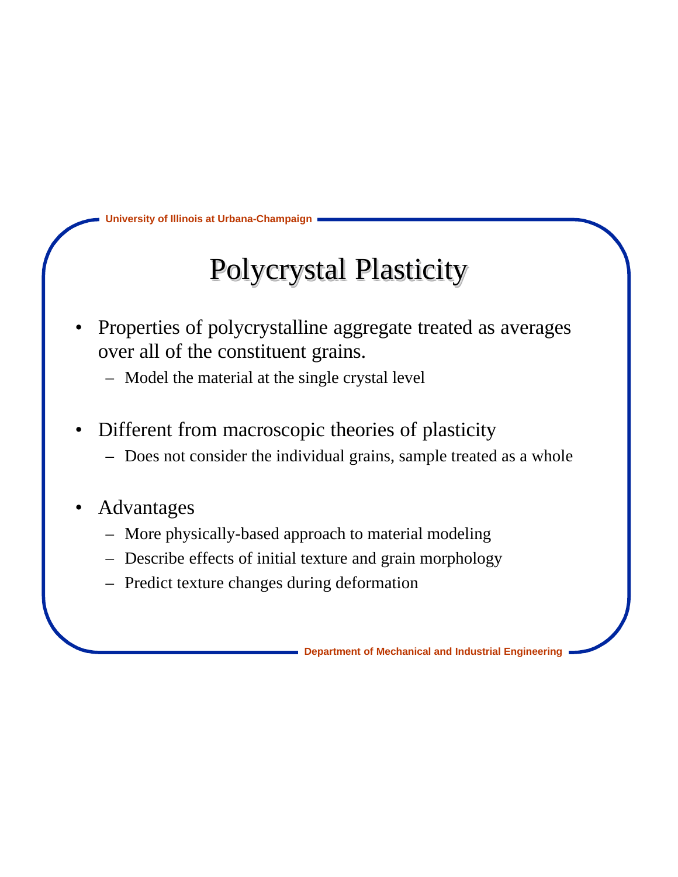# Polycrystal Plasticity

- Properties of polycrystalline aggregate treated as averages over all of the constituent grains.
  - Model the material at the single crystal level
- Different from macroscopic theories of plasticity
  - Does not consider the individual grains, sample treated as a whole
- Advantages
  - More physically-based approach to material modeling
  - Describe effects of initial texture and grain morphology
  - Predict texture changes during deformation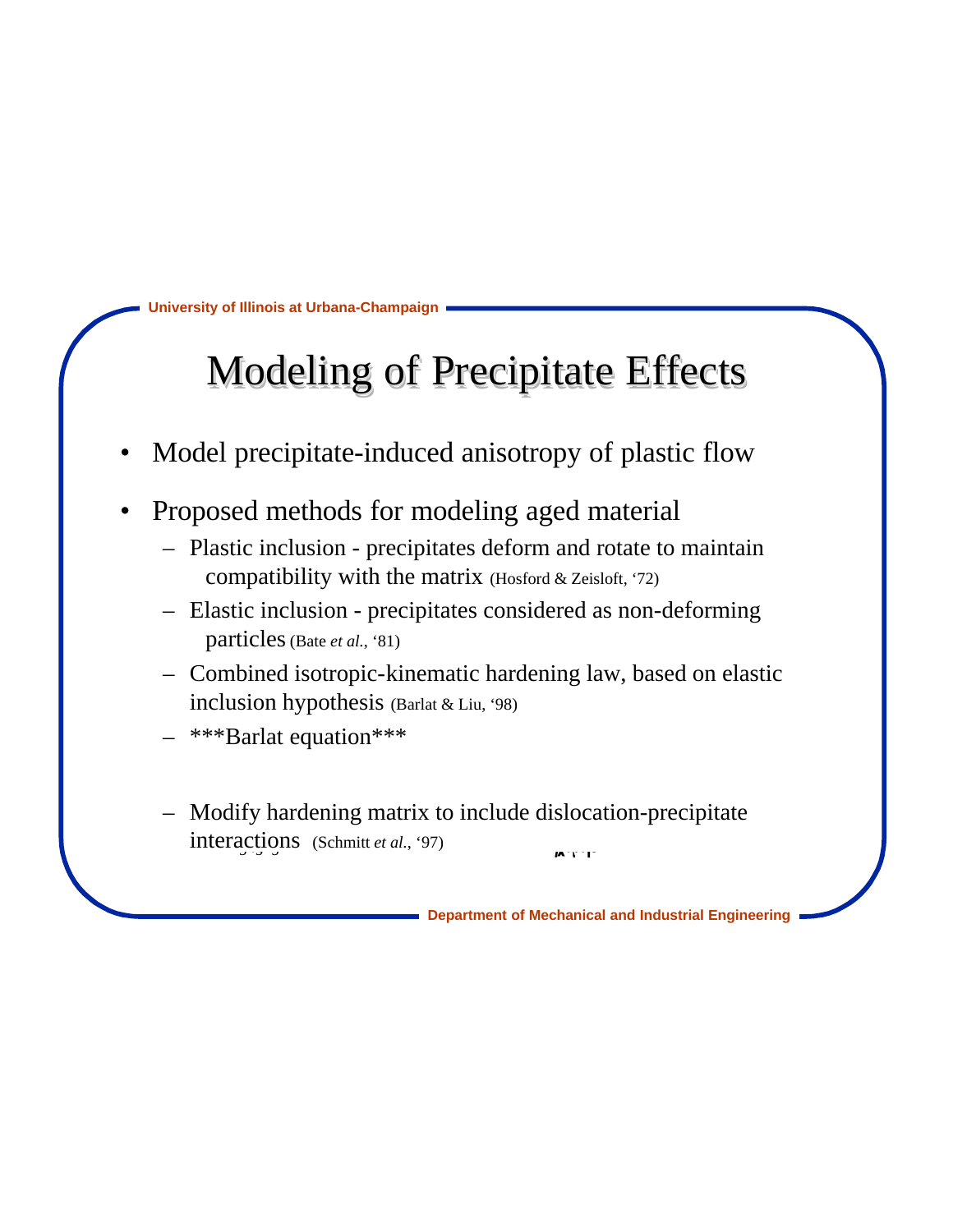# Modeling of Precipitate Effects

- Model precipitate-induced anisotropy of plastic flow
- Proposed methods for modeling aged material
  - Plastic inclusion - precipitates deform and rotate to maintain compatibility with the matrix (Hosford & Zeisloft, '72)
  - Elastic inclusion - precipitates considered as non-deforming particles (Bate *et al.*, '81)
  - Combined isotropic-kinematic hardening law, based on elastic inclusion hypothesis (Barlat & Liu, '98)
  - ***Barlat equation***
  - Modify hardening matrix to include dislocation-precipitate interactions (Schmitt *et al.*, '97)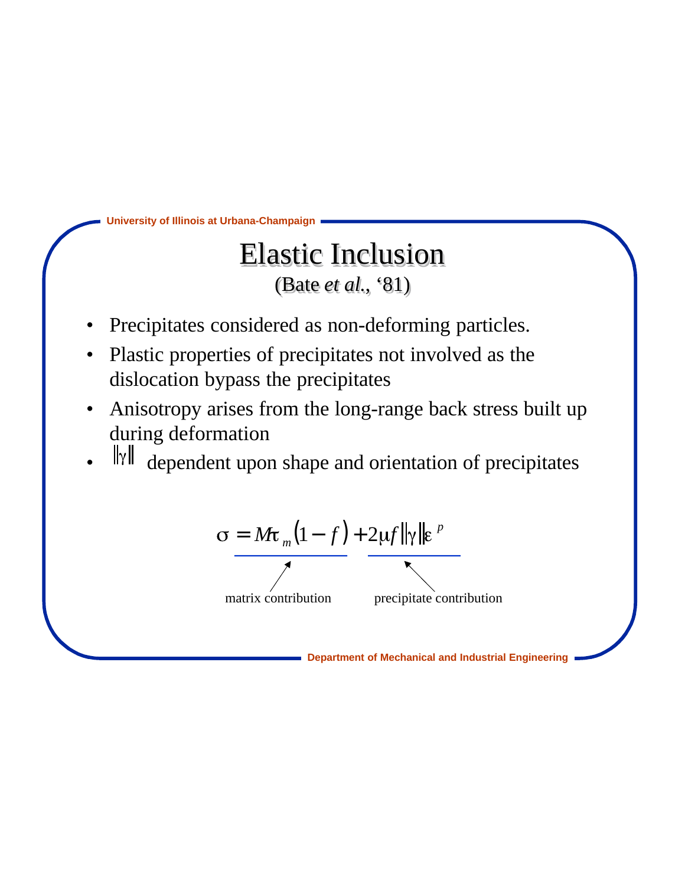# Elastic Inclusion

(Bate *et al.*, '81)

- Precipitates considered as non-deforming particles.
- Plastic properties of precipitates not involved as the dislocation bypass the precipitates
- Anisotropy arises from the long-range back stress built up during deformation
- $\|\gamma\|$ dependent upon shape and orientation of precipitates

$$\sigma = M\tau_m(1-f) + 2\mu f\|\gamma\|\varepsilon^p$$

matrix contribution — precipitate contribution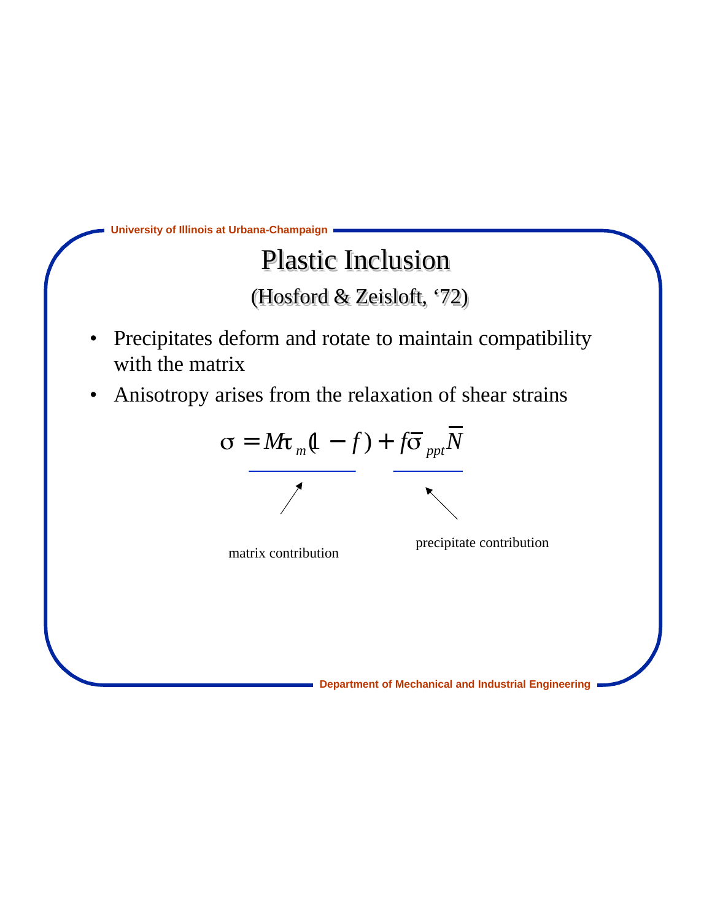# Plastic Inclusion

(Hosford & Zeisloft, '72)

- Precipitates deform and rotate to maintain compatibility with the matrix
- Anisotropy arises from the relaxation of shear strains

$$\sigma = \underbrace{M\tau_m(1 - f)}_{\text{matrix contribution}} + \underbrace{f\bar{\sigma}_{ppt}\bar{N}}_{\text{precipitate contribution}}$$

matrix contribution

precipitate contribution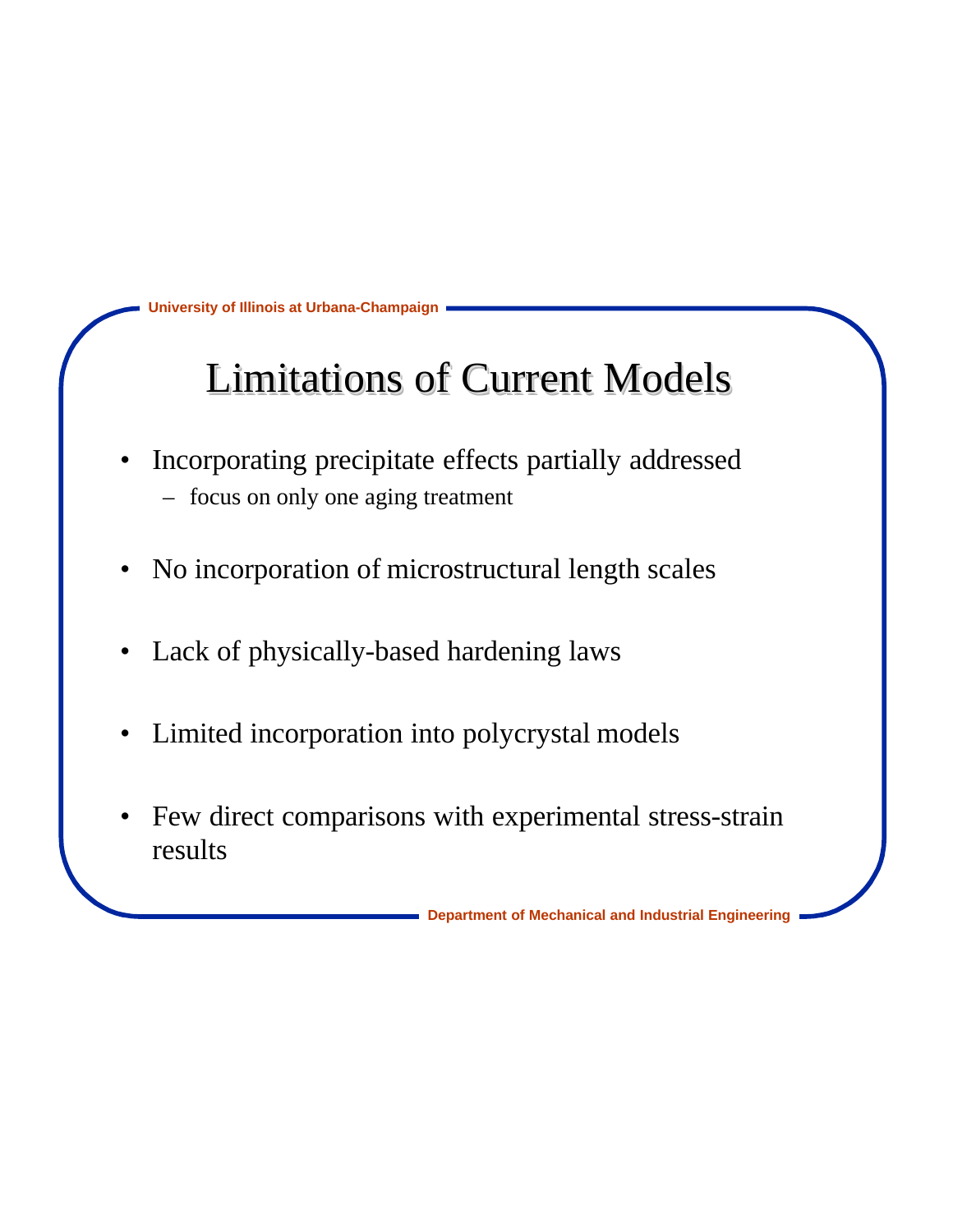# Limitations of Current Models

- Incorporating precipitate effects partially addressed
  - focus on only one aging treatment
- No incorporation of microstructural length scales
- Lack of physically-based hardening laws
- Limited incorporation into polycrystal models
- Few direct comparisons with experimental stress-strain results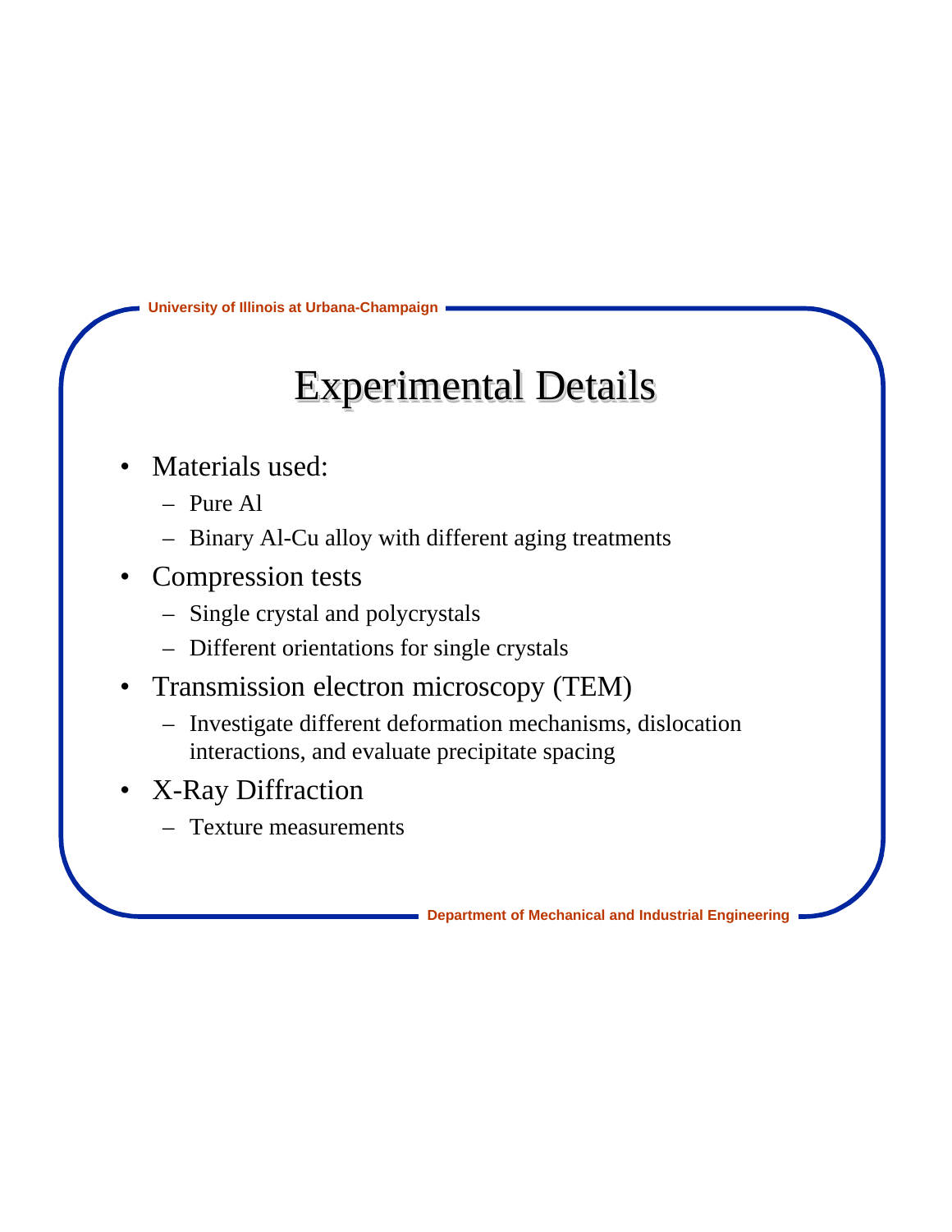# Experimental Details

- Materials used:
  - Pure Al
  - Binary Al-Cu alloy with different aging treatments
- Compression tests
  - Single crystal and polycrystals
  - Different orientations for single crystals
- Transmission electron microscopy (TEM)
  - Investigate different deformation mechanisms, dislocation interactions, and evaluate precipitate spacing
- X-Ray Diffraction
  - Texture measurements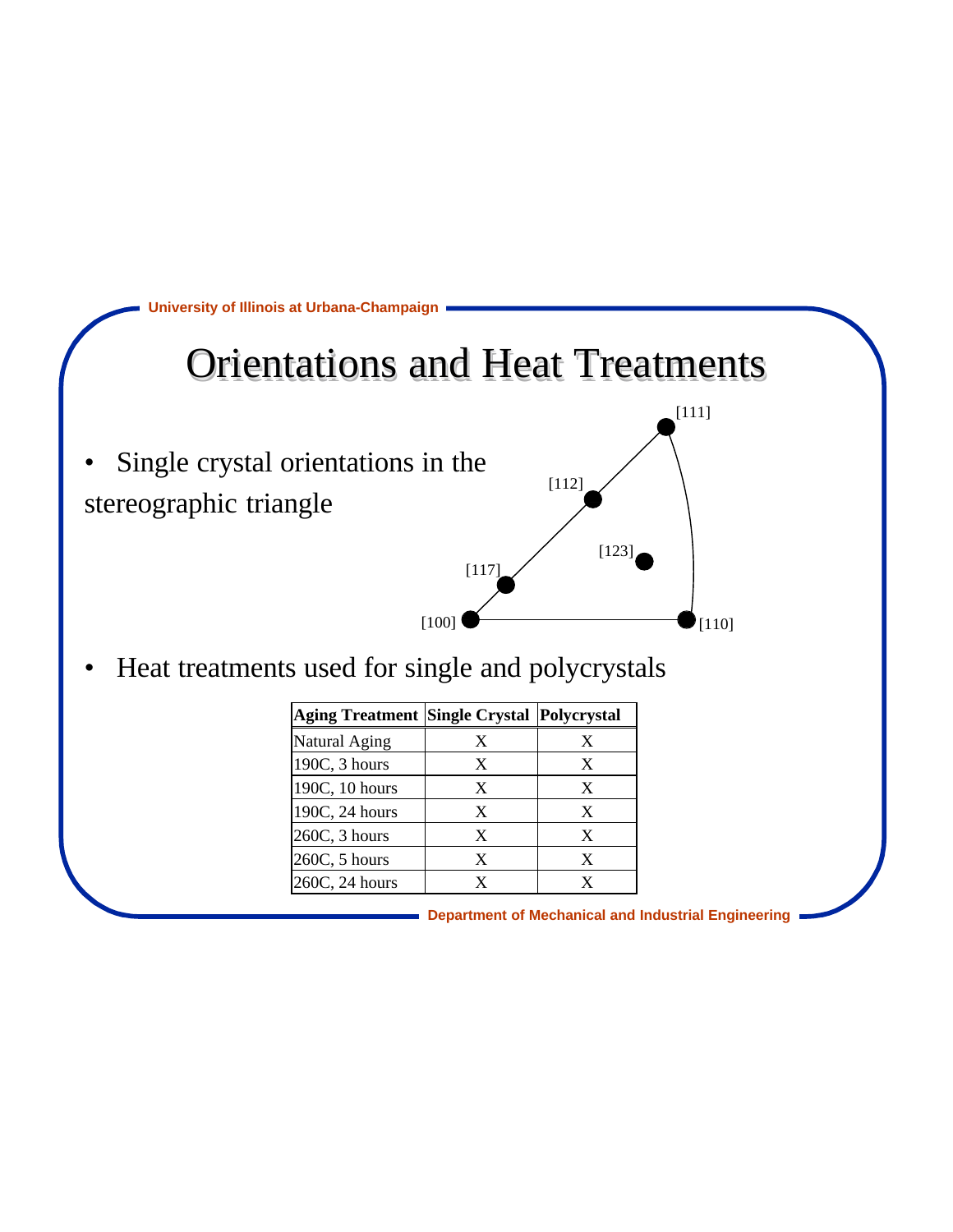# Orientations and Heat Treatments

- Single crystal orientations in the stereographic triangle

[111]
[112]
[123]
[117]
[100]
[110]

- Heat treatments used for single and polycrystals

| Aging Treatment | Single Crystal | Polycrystal |
|---|---|---|
| Natural Aging | X | X |
| 190C, 3 hours | X | X |
| 190C, 10 hours | X | X |
| 190C, 24 hours | X | X |
| 260C, 3 hours | X | X |
| 260C, 5 hours | X | X |
| 260C, 24 hours | X | X |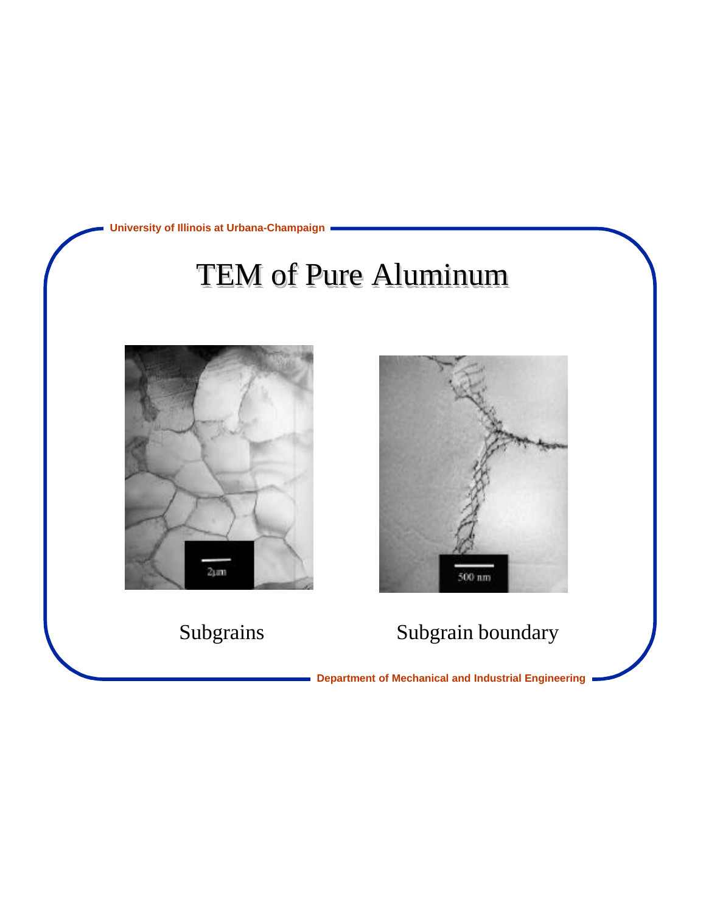# TEM of Pure Aluminum

Subgrains

Subgrain boundary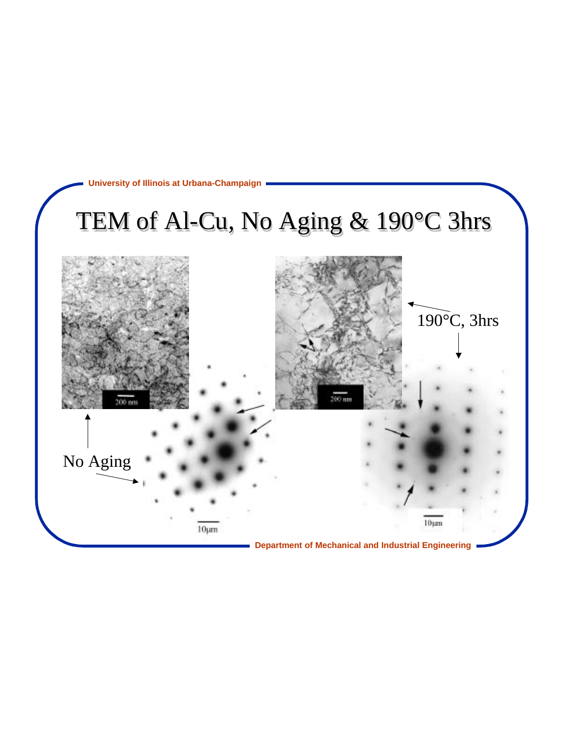# TEM of Al-Cu, No Aging & 190°C 3hrs

No Aging

190°C, 3hrs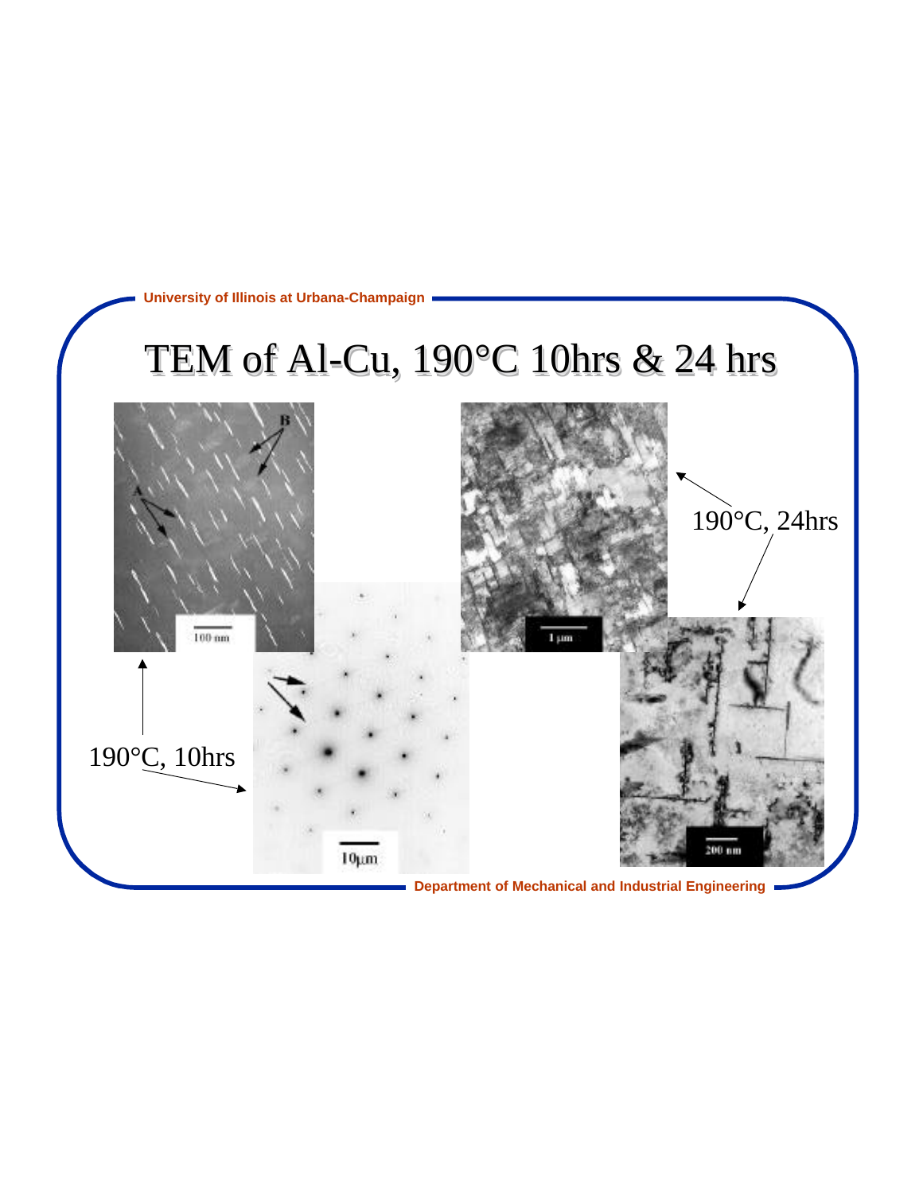# TEM of Al-Cu, 190°C 10hrs & 24 hrs

190°C, 10hrs

190°C, 24hrs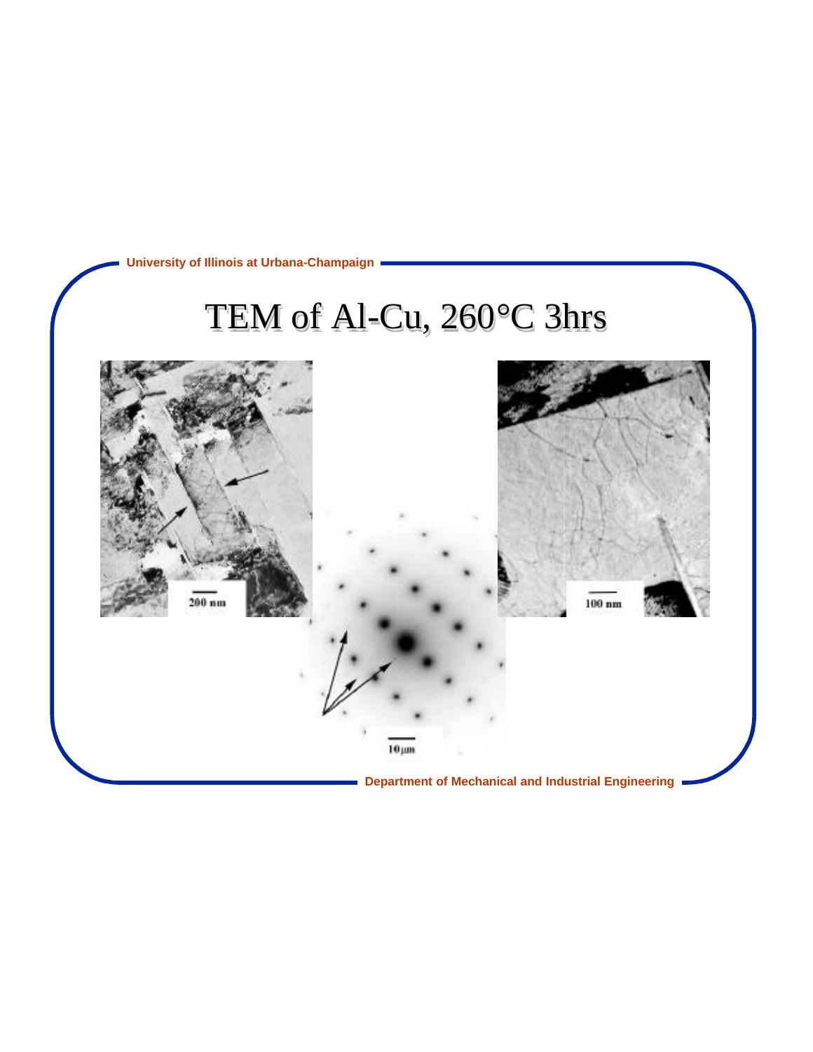# TEM of Al-Cu, 260°C 3hrs

200 nm

100 nm

10μm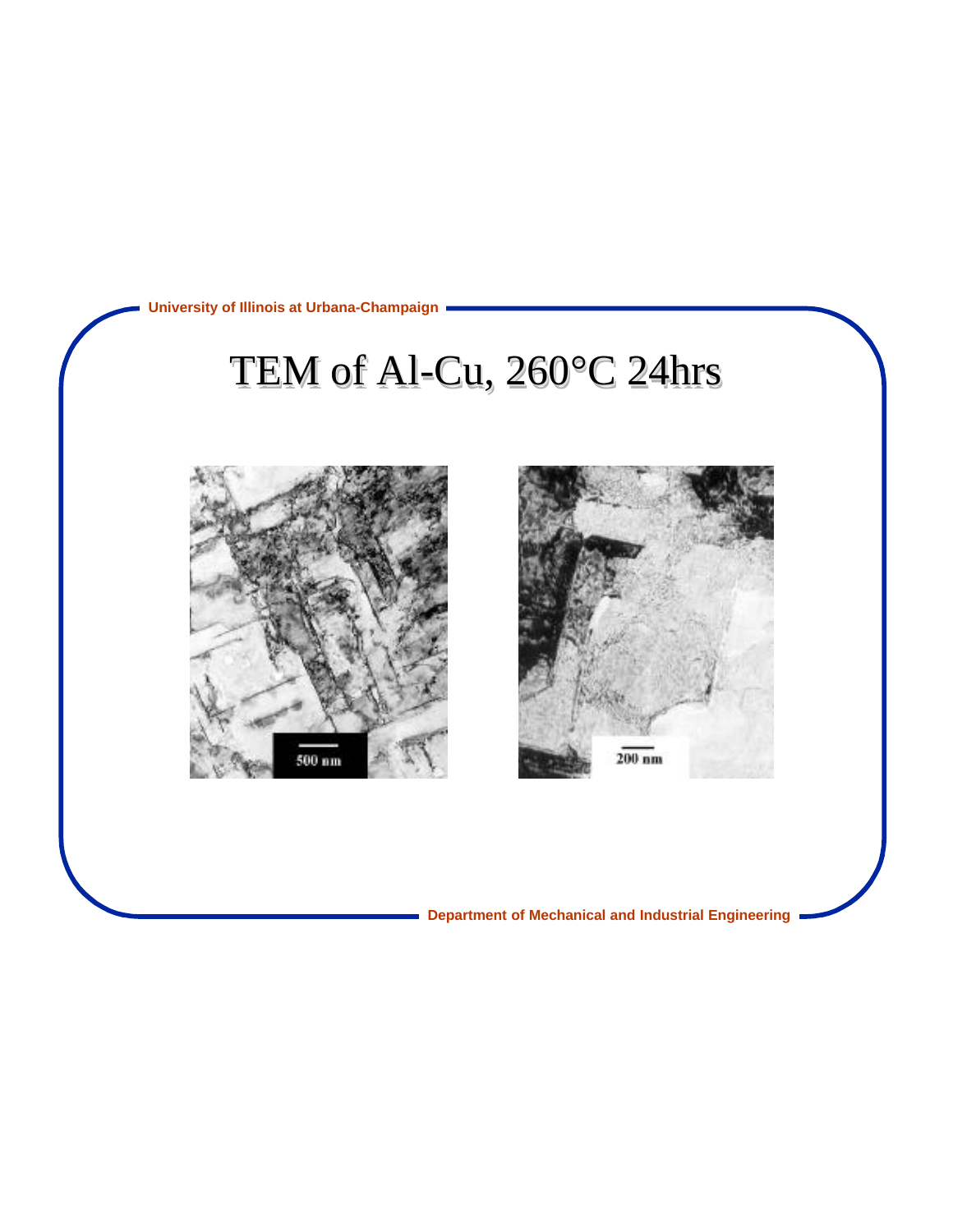# TEM of Al-Cu, 260°C 24hrs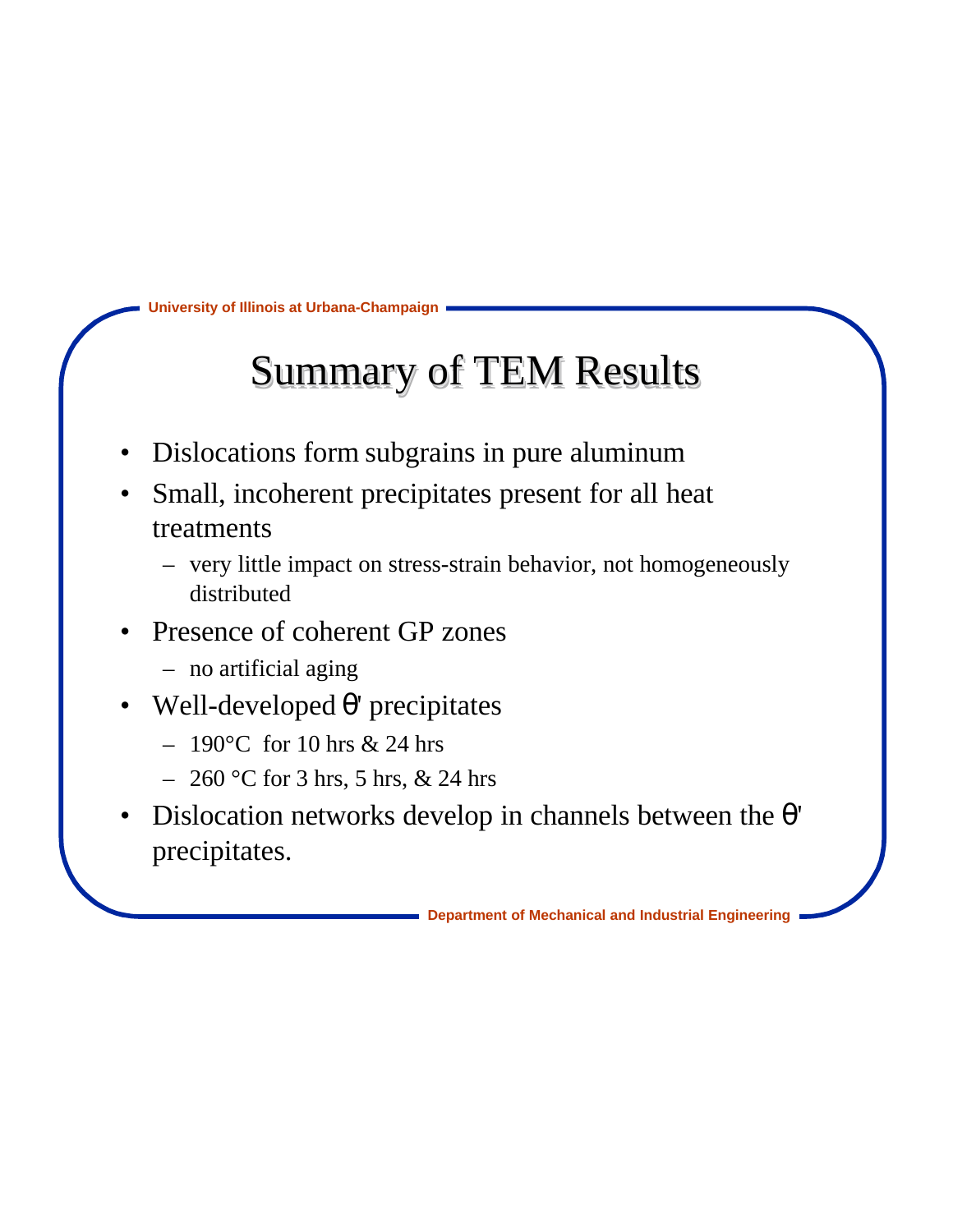# Summary of TEM Results

- Dislocations form subgrains in pure aluminum
- Small, incoherent precipitates present for all heat treatments
  - very little impact on stress-strain behavior, not homogeneously distributed
- Presence of coherent GP zones
  - no artificial aging
- Well-developed θ' precipitates
  - 190°C for 10 hrs & 24 hrs
  - 260 °C for 3 hrs, 5 hrs, & 24 hrs
- Dislocation networks develop in channels between the θ' precipitates.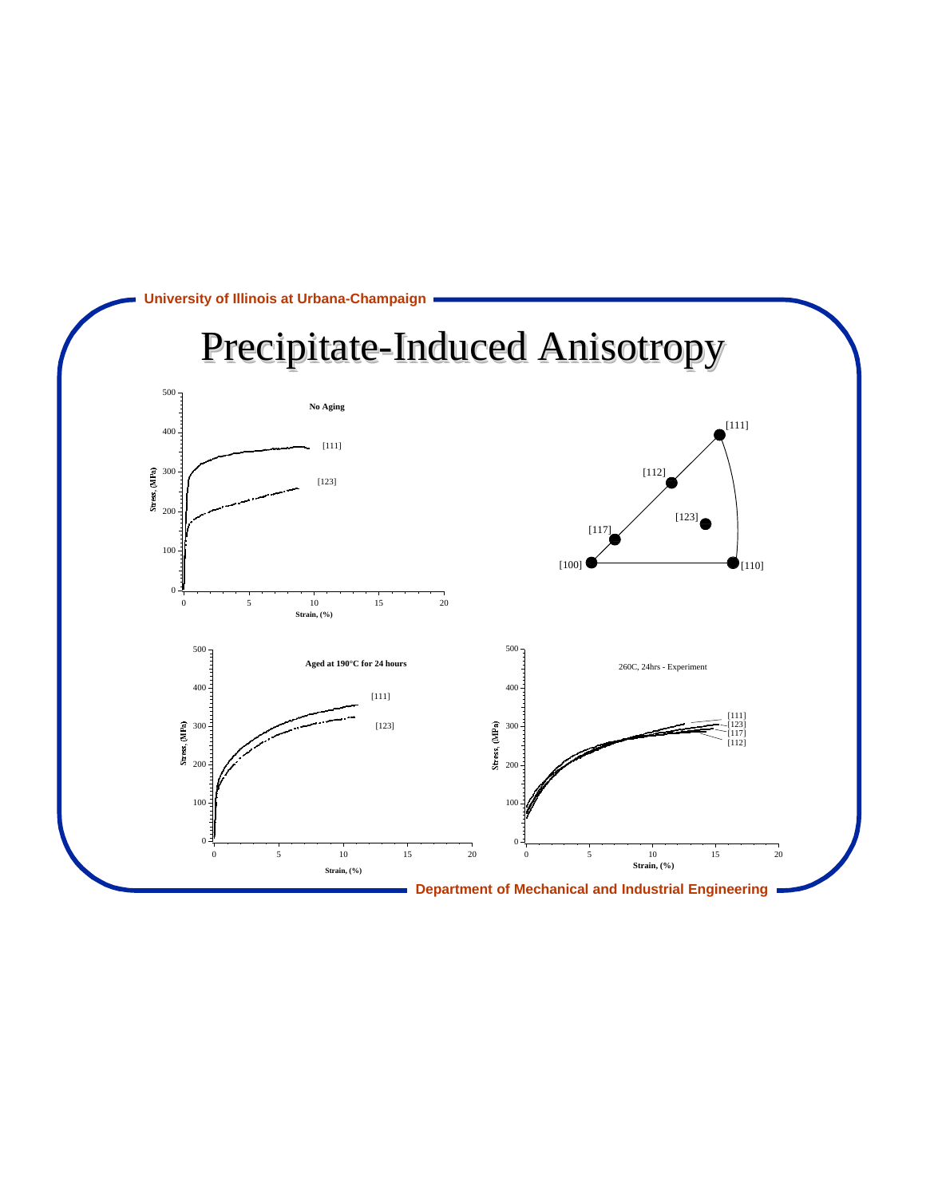# Precipitate-Induced Anisotropy

No Aging

Stress, (MPa) vs. Strain, (%): [111], [123]

[111], [112], [117], [100], [110], [123]

Aged at 190°C for 24 hours

Stress, (MPa) vs. Strain, (%): [111], [123]

260C, 24hrs - Experiment

Stress, (MPa) vs. Strain, (%): [111], [123], [117], [112]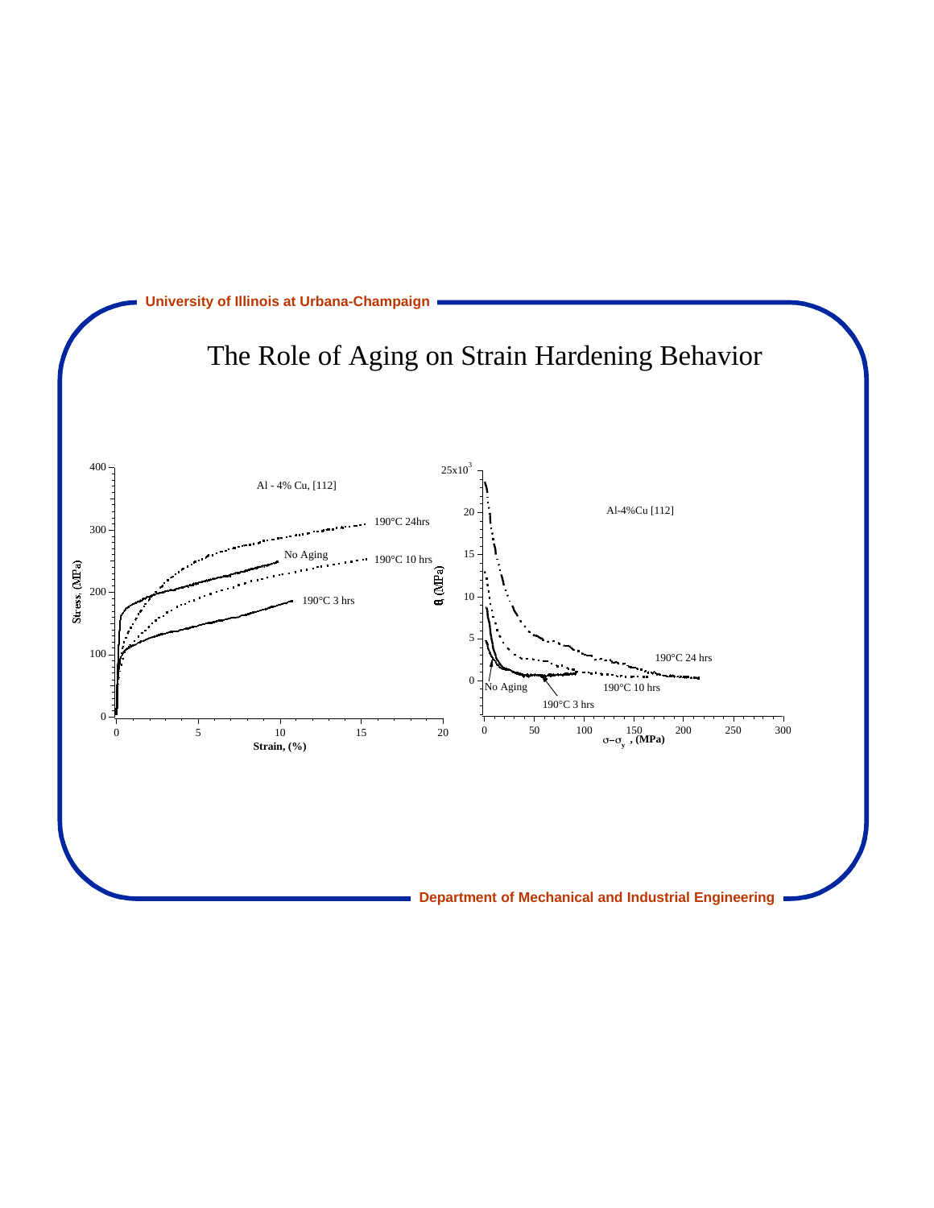# The Role of Aging on Strain Hardening Behavior

Al - 4% Cu, [112]

Stress, (MPa) vs. Strain, (%): No Aging; 190°C 3 hrs; 190°C 10 hrs; 190°C 24hrs

Al-4%Cu [112]

$\theta$, (MPa) vs. $\sigma - \sigma_y$, (MPa): No Aging; 190°C 3 hrs; 190°C 10 hrs; 190°C 24 hrs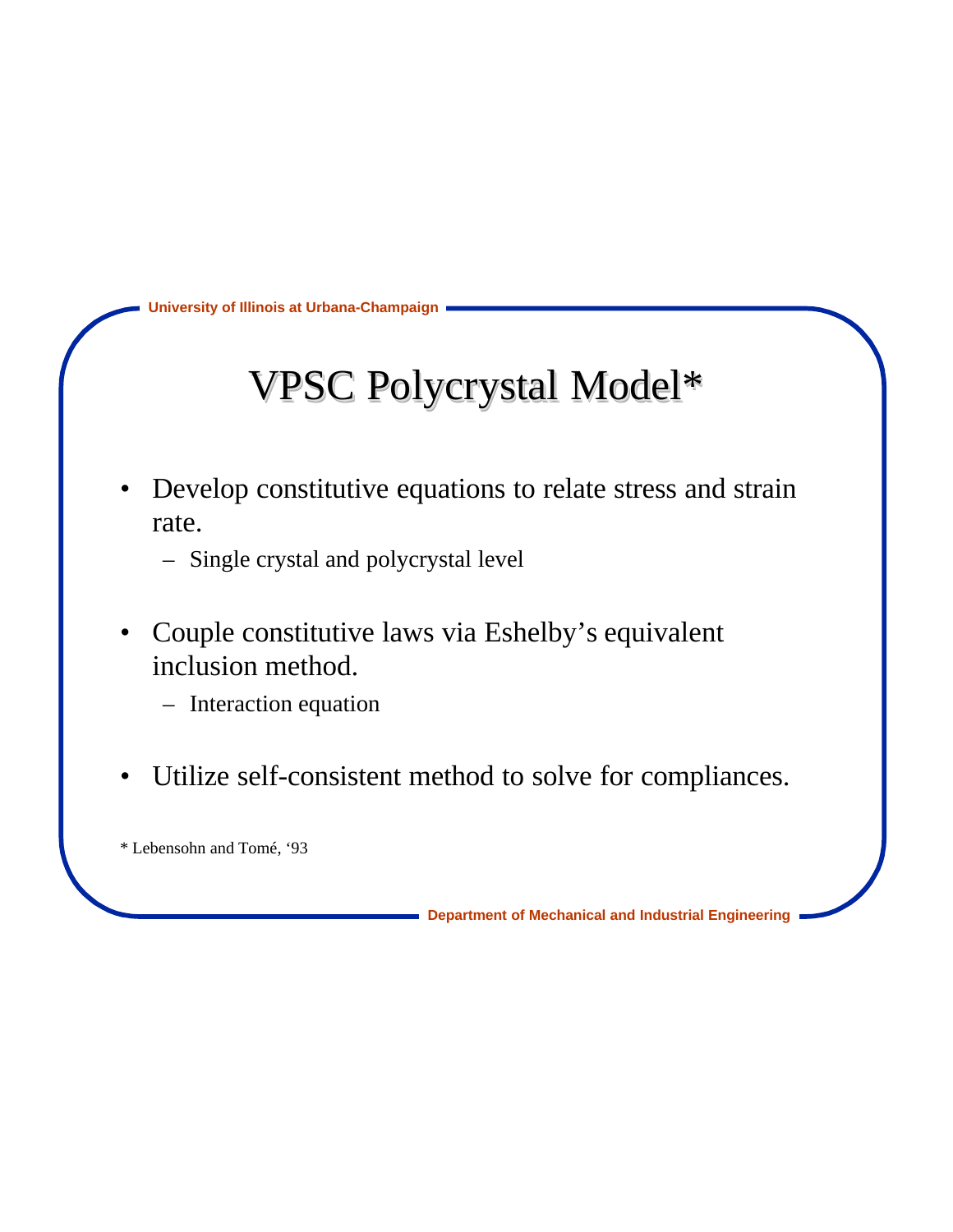# VPSC Polycrystal Model*

- Develop constitutive equations to relate stress and strain rate.
  - Single crystal and polycrystal level
- Couple constitutive laws via Eshelby's equivalent inclusion method.
  - Interaction equation
- Utilize self-consistent method to solve for compliances.

* Lebensohn and Tomé, '93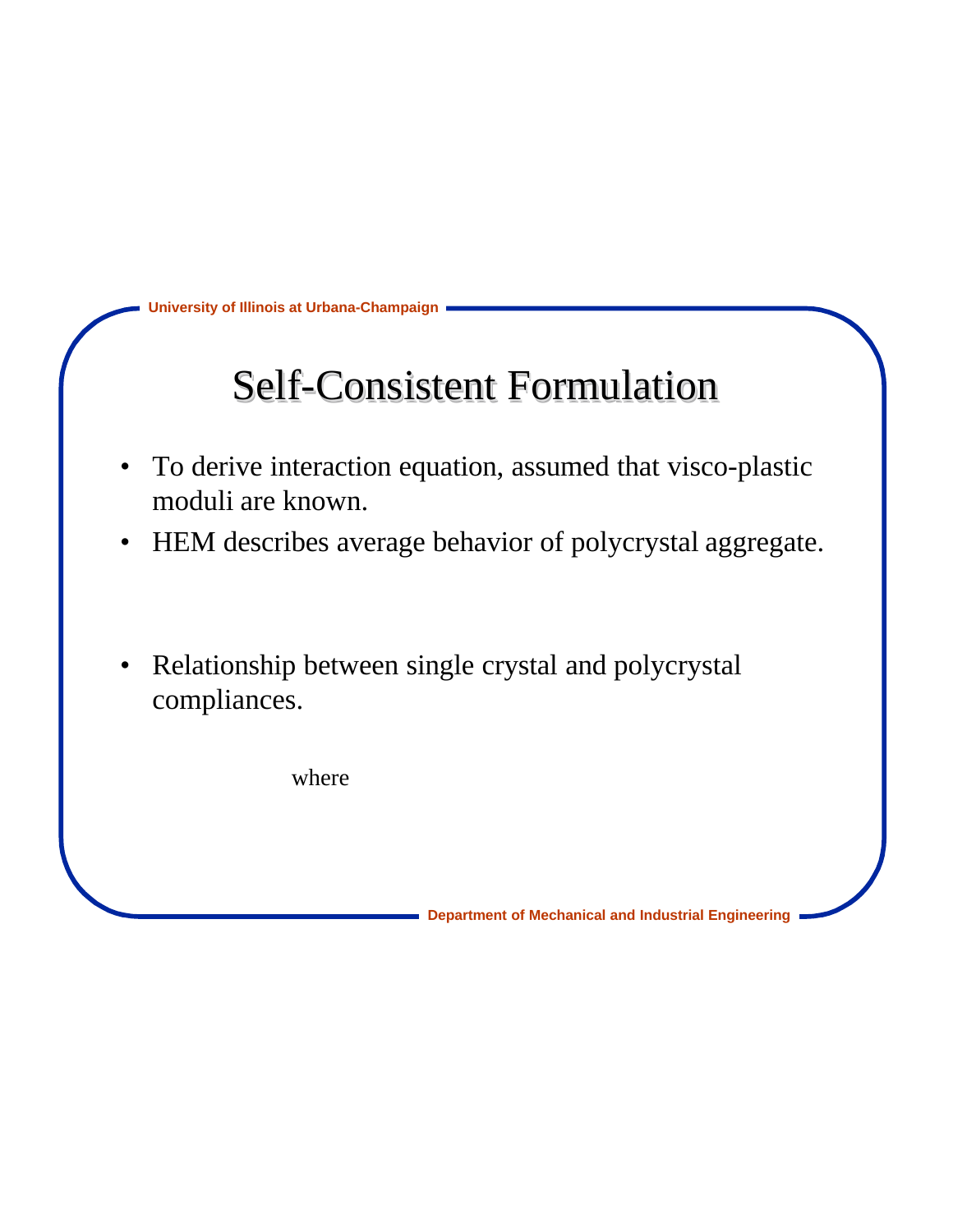# Self-Consistent Formulation

- To derive interaction equation, assumed that visco-plastic moduli are known.
- HEM describes average behavior of polycrystal aggregate.

- Relationship between single crystal and polycrystal compliances.

where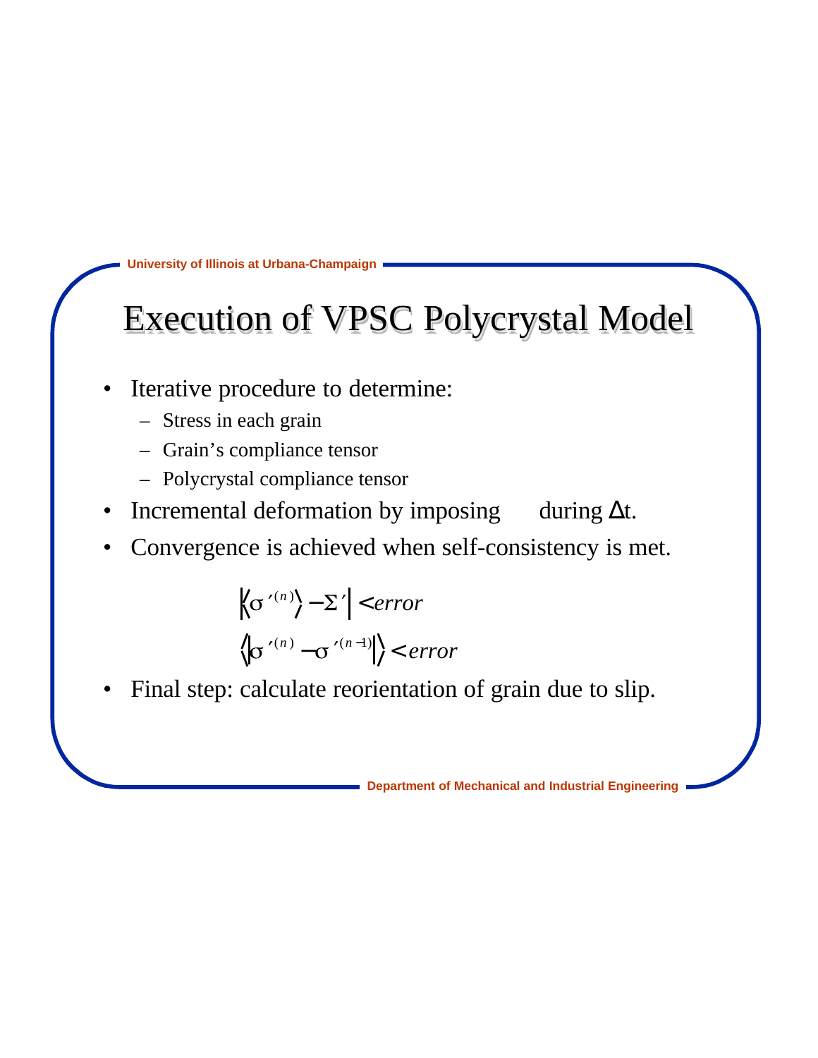# Execution of VPSC Polycrystal Model

- Iterative procedure to determine:
  - Stress in each grain
  - Grain's compliance tensor
  - Polycrystal compliance tensor
- Incremental deformation by imposing during Δt.
- Convergence is achieved when self-consistency is met.

$$\left| \langle \sigma'^{(n)} \rangle - \Sigma' \right| < error$$

$$\langle \left| \sigma'^{(n)} - \sigma'^{(n-1)} \right| \rangle < error$$

- Final step: calculate reorientation of grain due to slip.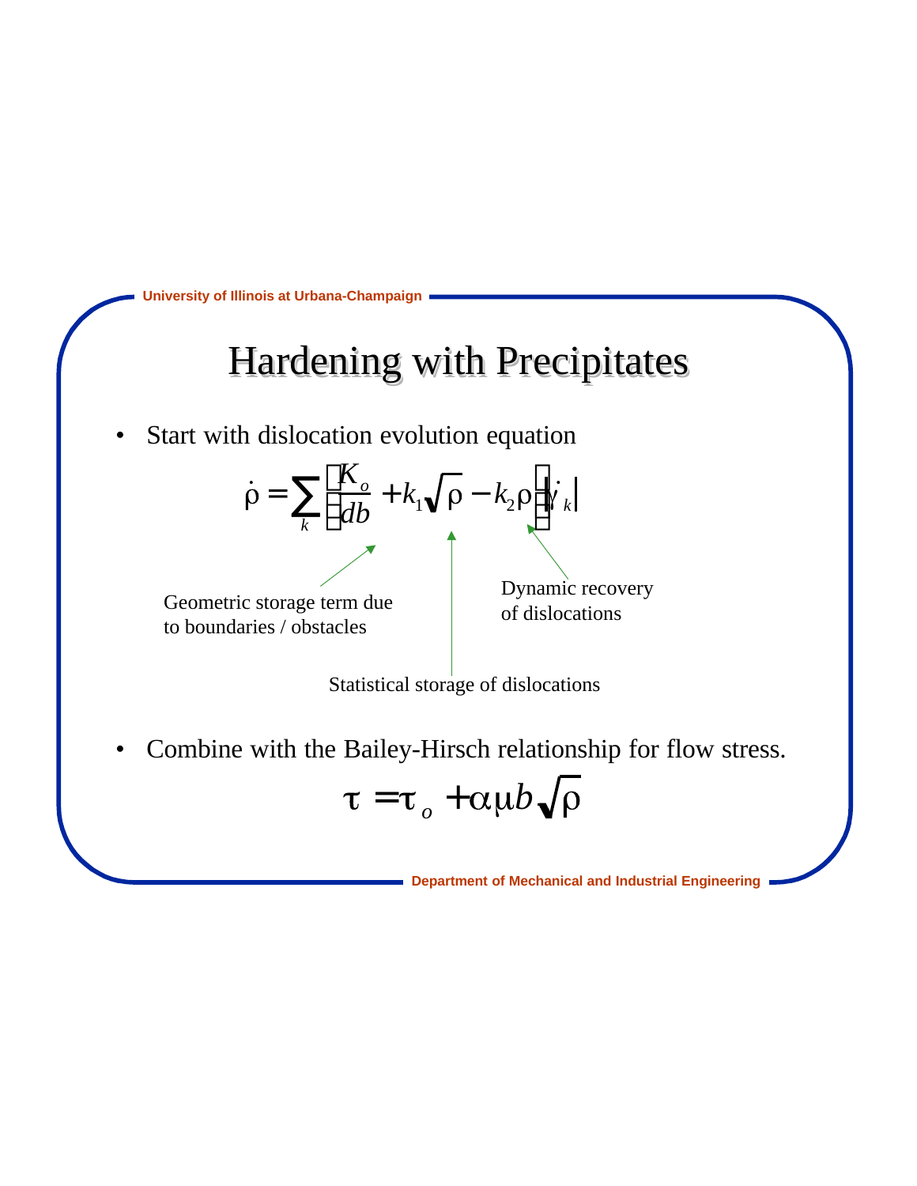# Hardening with Precipitates

- Start with dislocation evolution equation

$$\dot{\rho} = \sum_k \left( \frac{K_o}{db} + k_1\sqrt{\rho} - k_2\rho \right) |\dot{\gamma}_k|$$

Geometric storage term due to boundaries / obstacles

Statistical storage of dislocations

Dynamic recovery of dislocations

- Combine with the Bailey-Hirsch relationship for flow stress.

$$\tau = \tau_o + \alpha \mu b \sqrt{\rho}$$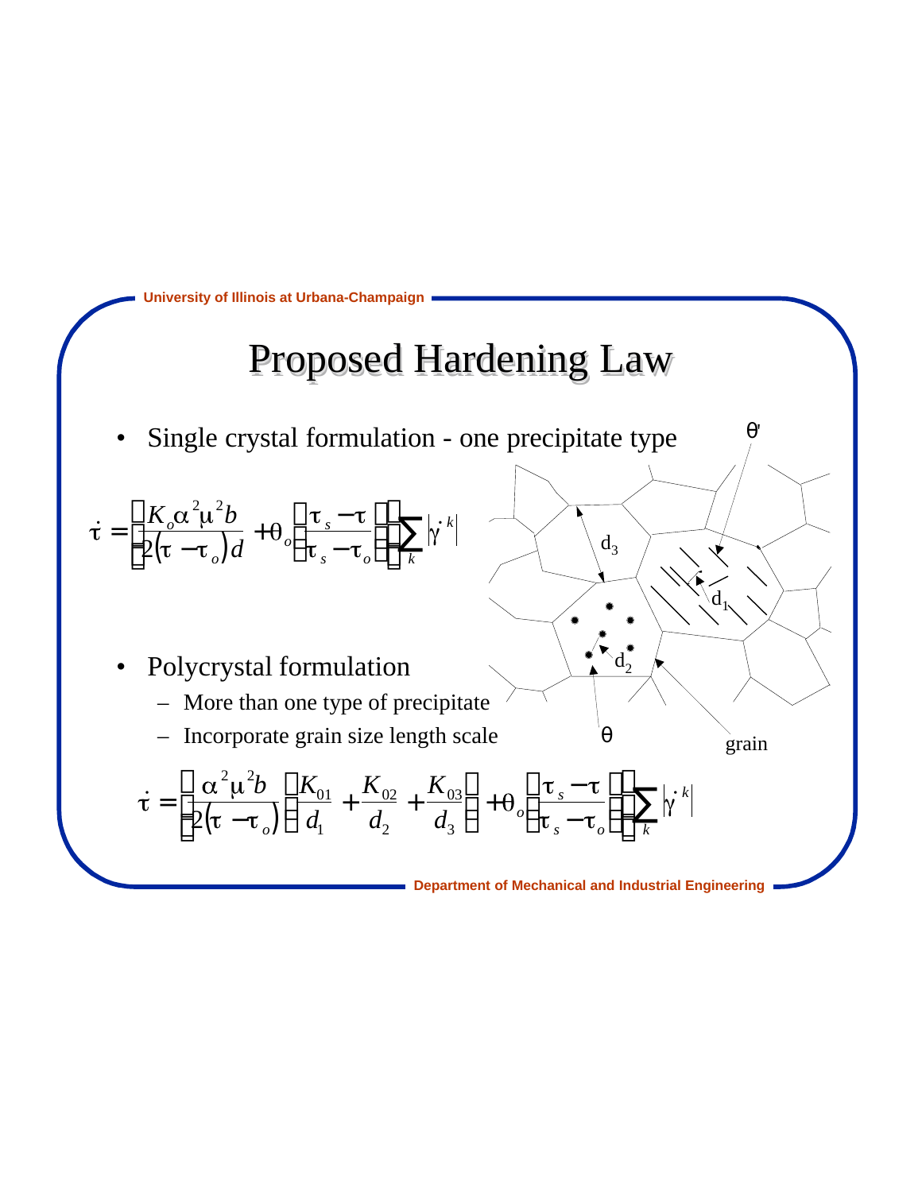# Proposed Hardening Law

- Single crystal formulation - one precipitate type

$$\dot{\tau} = \left[ \frac{K_o \alpha^2 \mu^2 b}{2(\tau - \tau_o) d} + \theta_o \left( \frac{\tau_s - \tau}{\tau_s - \tau_o} \right) \right] \sum_k \left| \dot{\gamma}^k \right|$$

θ'

$d_3$

$d_1$

$d_2$

θ

grain

- Polycrystal formulation
  - More than one type of precipitate
  - Incorporate grain size length scale

$$\dot{\tau} = \left[ \frac{\alpha^2 \mu^2 b}{2(\tau - \tau_o)} \left( \frac{K_{01}}{d_1} + \frac{K_{02}}{d_2} + \frac{K_{03}}{d_3} \right) + \theta_o \left( \frac{\tau_s - \tau}{\tau_s - \tau_o} \right) \right] \sum_k \left| \dot{\gamma}^k \right|$$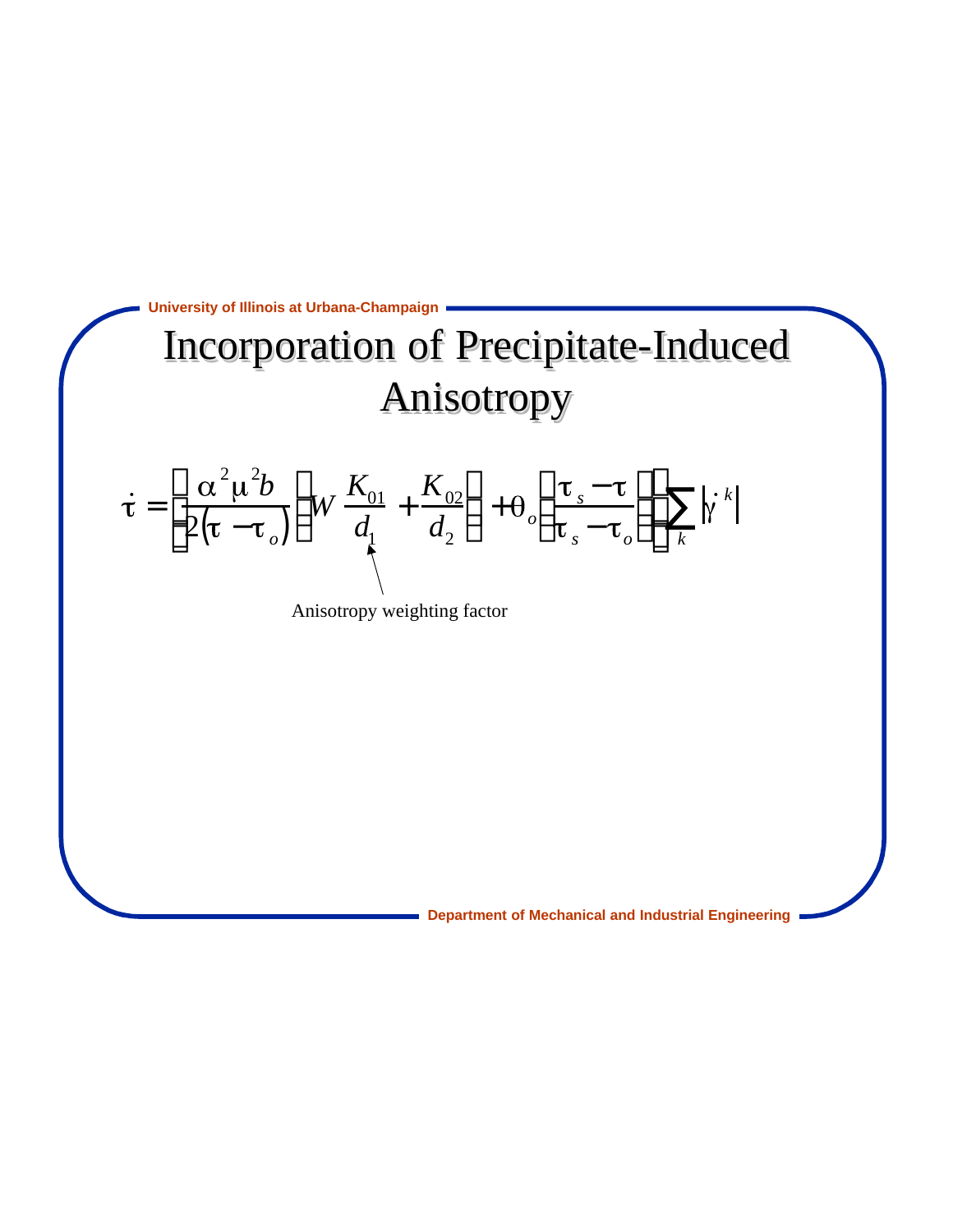# Incorporation of Precipitate-Induced Anisotropy

$$\dot{\tau} = \left[ \frac{\alpha^2 \mu^2 b}{2(\tau - \tau_o)} \left( W \frac{K_{01}}{d_1} + \frac{K_{02}}{d_2} \right) + \theta_o \left( \frac{\tau_s - \tau}{\tau_s - \tau_o} \right) \right] \sum_k \left| \dot{\gamma}^k \right|$$

Anisotropy weighting factor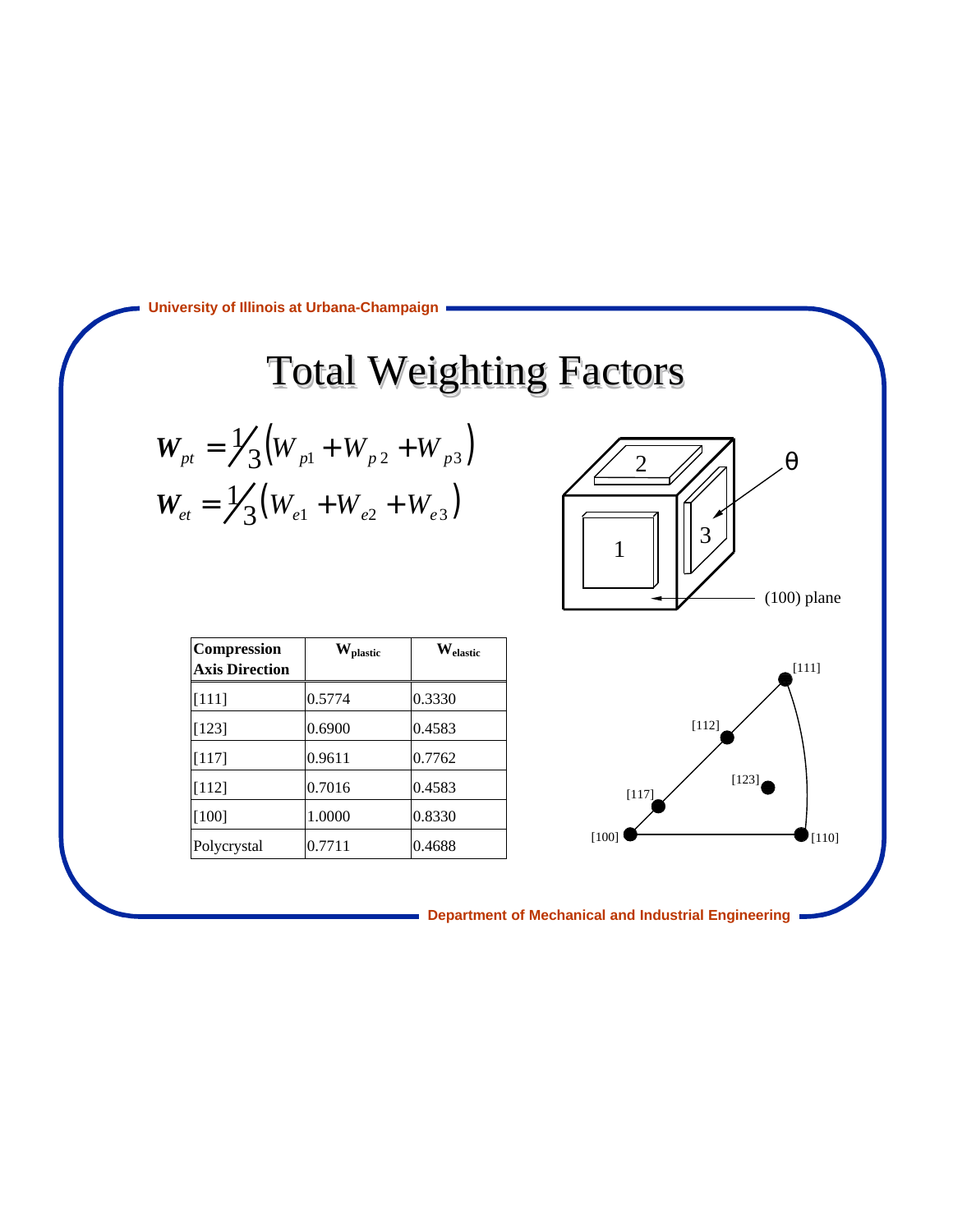# Total Weighting Factors

$$W_{pt} = \tfrac{1}{3}\left(W_{p1} + W_{p2} + W_{p3}\right)$$

$$W_{et} = \tfrac{1}{3}\left(W_{e1} + W_{e2} + W_{e3}\right)$$

| Compression Axis Direction | $W_{plastic}$ | $W_{elastic}$ |
|---|---|---|
| [111] | 0.5774 | 0.3330 |
| [123] | 0.6900 | 0.4583 |
| [117] | 0.9611 | 0.7762 |
| [112] | 0.7016 | 0.4583 |
| [100] | 1.0000 | 0.8330 |
| Polycrystal | 0.7711 | 0.4688 |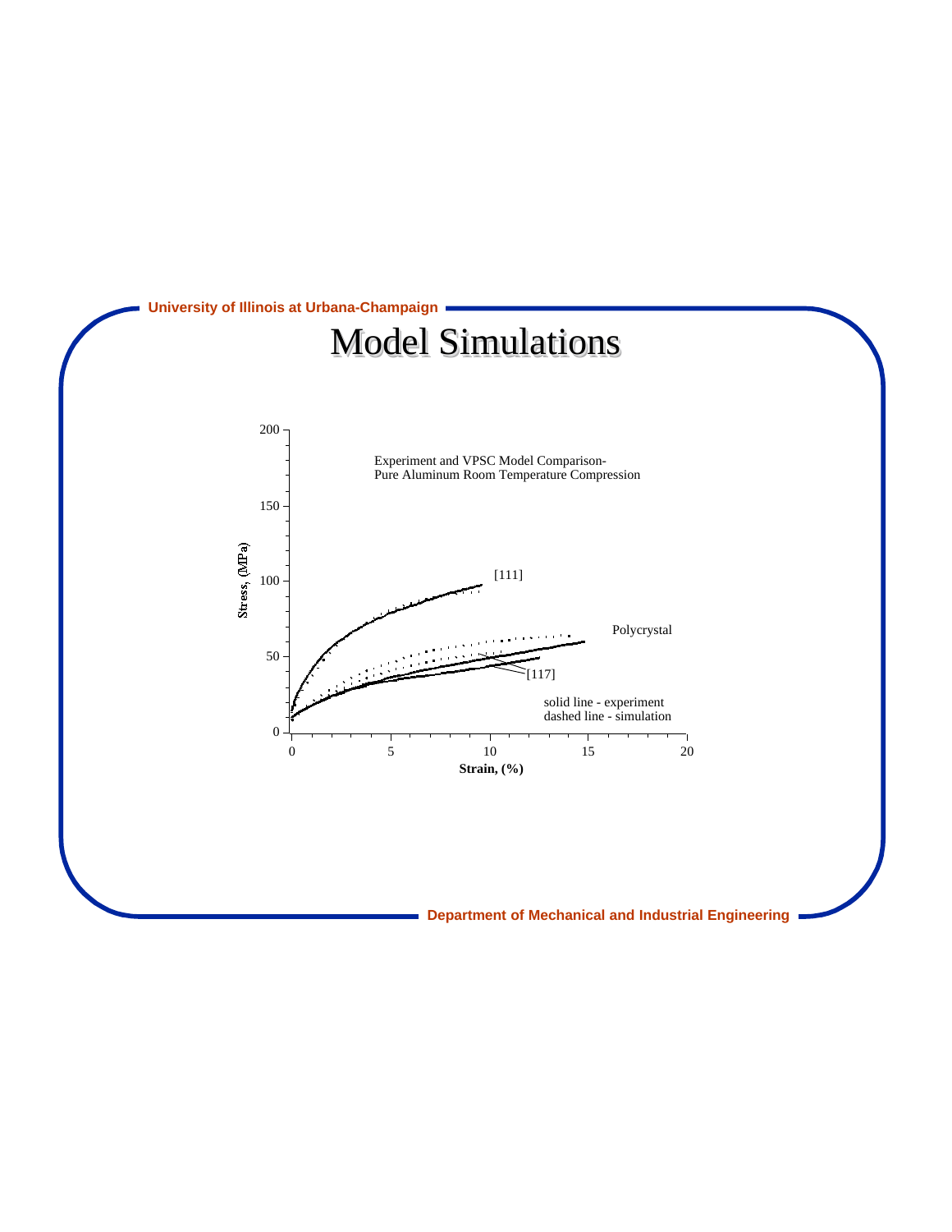# Model Simulations

Experiment and VPSC Model Comparison-
Pure Aluminum Room Temperature Compression

[111]

Polycrystal

[117]

solid line - experiment
dashed line - simulation

Stress, (MPa)

Strain, (%)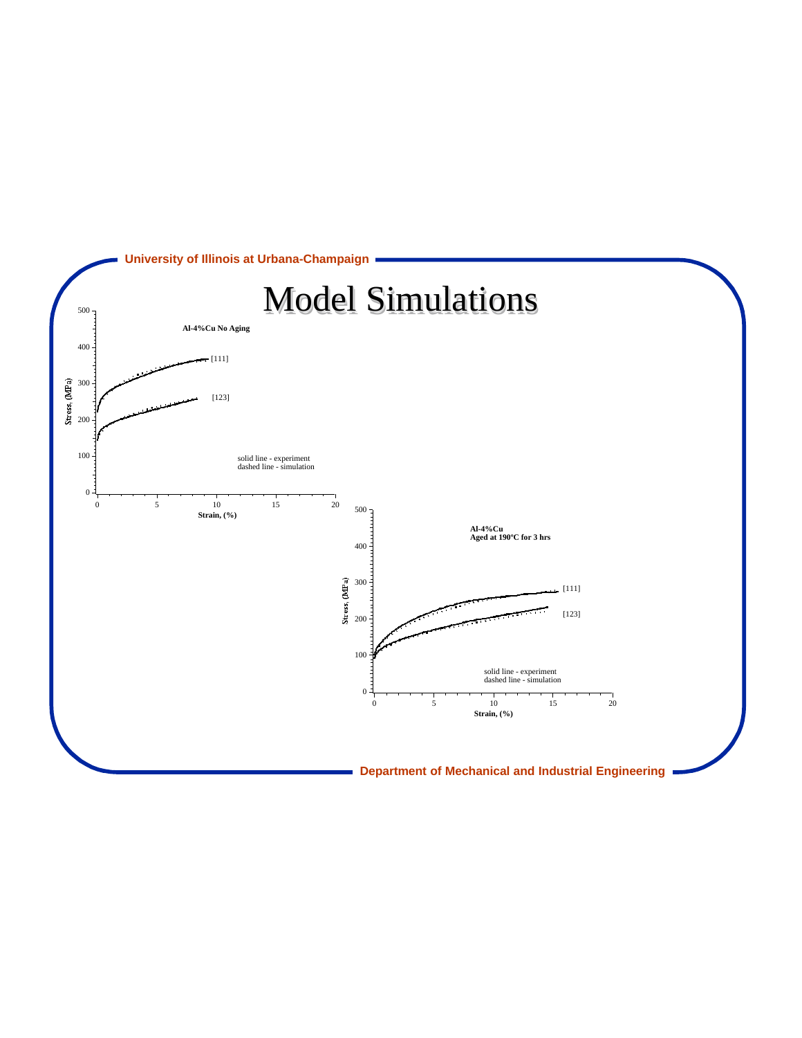# Model Simulations

**Al-4%Cu No Aging**

Stress, (MPa) vs. Strain, (%)

[111]

[123]

solid line - experiment
dashed line - simulation

**Al-4%Cu**
**Aged at 190ºC for 3 hrs**

Stress, (MPa) vs. Strain, (%)

[111]

[123]

solid line - experiment
dashed line - simulation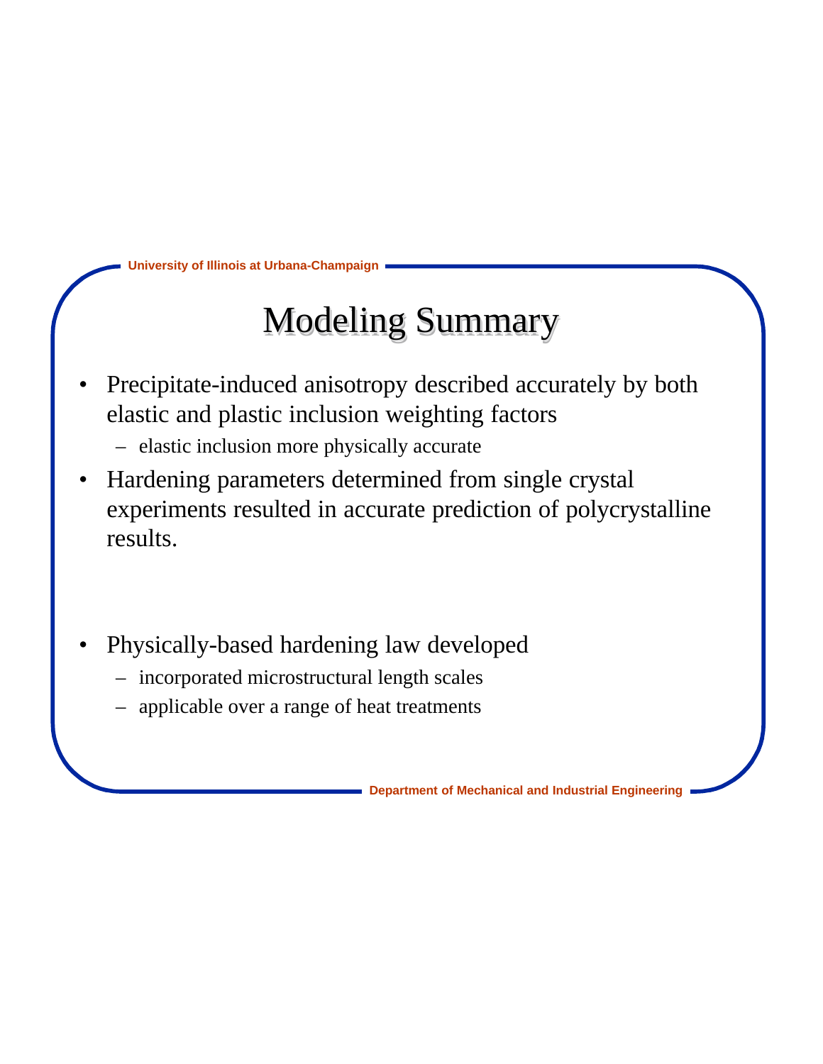# Modeling Summary

- Precipitate-induced anisotropy described accurately by both elastic and plastic inclusion weighting factors
  - elastic inclusion more physically accurate
- Hardening parameters determined from single crystal experiments resulted in accurate prediction of polycrystalline results.
- Physically-based hardening law developed
  - incorporated microstructural length scales
  - applicable over a range of heat treatments